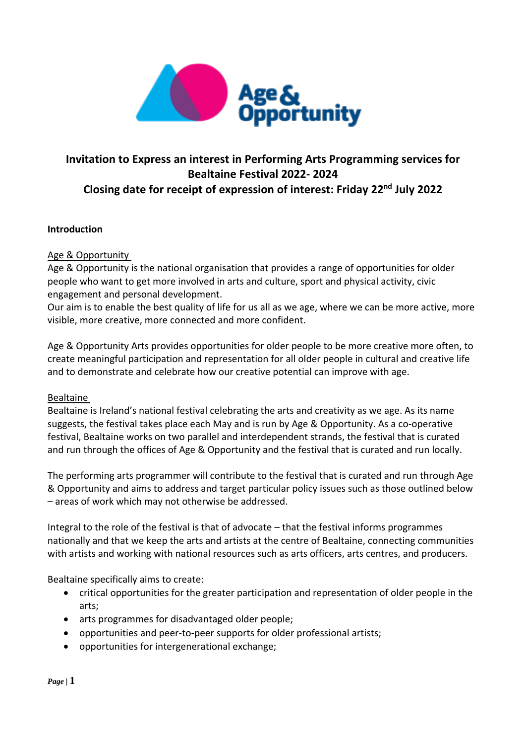# Invitation to Express an interest in Performing Arts Programming services for Bealtaine Festival 2022- 2024

## Closing date for receipt of expression of interest: Friday 22nd July 2022

### Introduction

Age & Opportunity

Age & Opportunity is the national organisation that provides a range of opportunities for older people who want to get more involved in arts and culture, sport and physical activity, civic engagement and personal development.
Our aim is to enable the best quality of life for us all as we age, where we can be more active, more visible, more creative, more connected and more confident.

Age & Opportunity Arts provides opportunities for older people to be more creative more often, to create meaningful participation and representation for all older people in cultural and creative life and to demonstrate and celebrate how our creative potential can improve with age.

Bealtaine

Bealtaine is Ireland's national festival celebrating the arts and creativity as we age. As its name suggests, the festival takes place each May and is run by Age & Opportunity. As a co-operative festival, Bealtaine works on two parallel and interdependent strands, the festival that is curated and run through the offices of Age & Opportunity and the festival that is curated and run locally.

The performing arts programmer will contribute to the festival that is curated and run through Age & Opportunity and aims to address and target particular policy issues such as those outlined below – areas of work which may not otherwise be addressed.

Integral to the role of the festival is that of advocate – that the festival informs programmes nationally and that we keep the arts and artists at the centre of Bealtaine, connecting communities with artists and working with national resources such as arts officers, arts centres, and producers.

Bealtaine specifically aims to create:

- critical opportunities for the greater participation and representation of older people in the arts;
- arts programmes for disadvantaged older people;
- opportunities and peer-to-peer supports for older professional artists;
- opportunities for intergenerational exchange;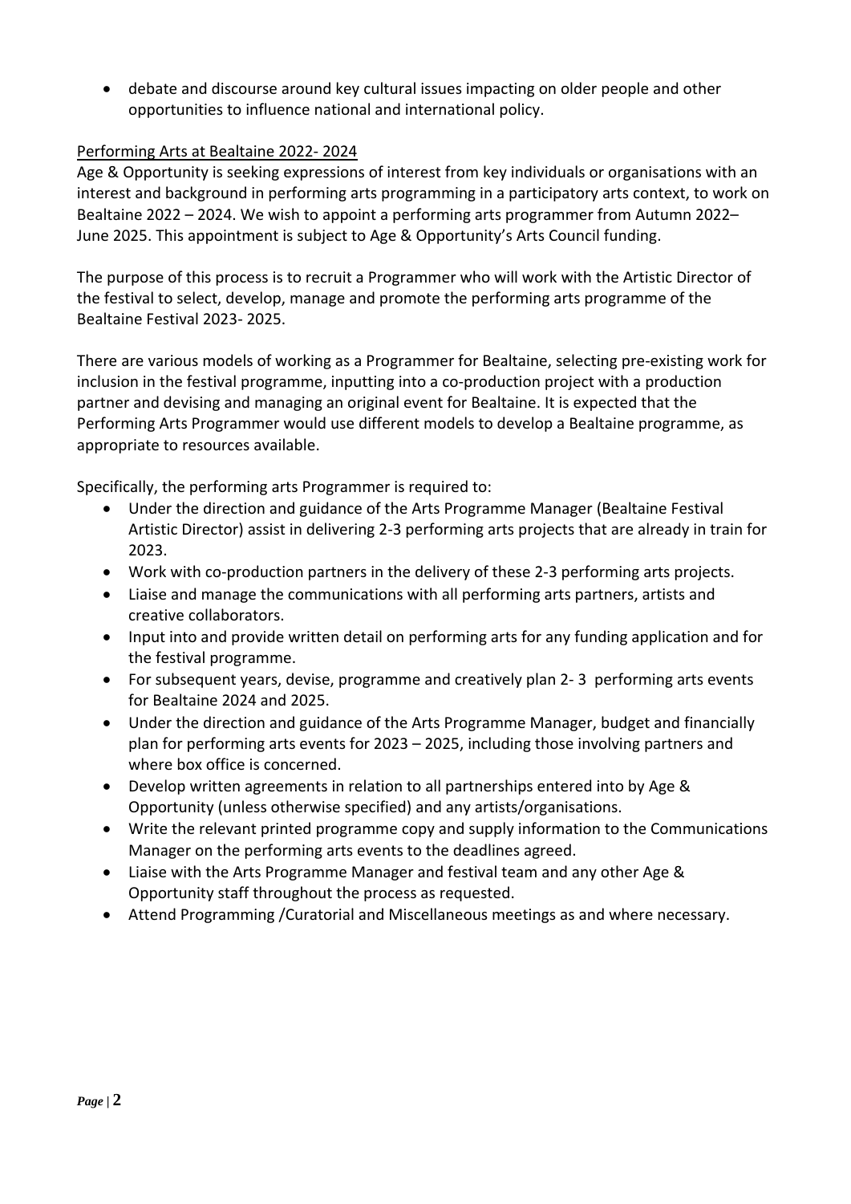- debate and discourse around key cultural issues impacting on older people and other opportunities to influence national and international policy.

Performing Arts at Bealtaine 2022- 2024

Age & Opportunity is seeking expressions of interest from key individuals or organisations with an interest and background in performing arts programming in a participatory arts context, to work on Bealtaine 2022 – 2024. We wish to appoint a performing arts programmer from Autumn 2022– June 2025. This appointment is subject to Age & Opportunity's Arts Council funding.

The purpose of this process is to recruit a Programmer who will work with the Artistic Director of the festival to select, develop, manage and promote the performing arts programme of the Bealtaine Festival 2023- 2025.

There are various models of working as a Programmer for Bealtaine, selecting pre-existing work for inclusion in the festival programme, inputting into a co-production project with a production partner and devising and managing an original event for Bealtaine. It is expected that the Performing Arts Programmer would use different models to develop a Bealtaine programme, as appropriate to resources available.

Specifically, the performing arts Programmer is required to:

- Under the direction and guidance of the Arts Programme Manager (Bealtaine Festival Artistic Director) assist in delivering 2-3 performing arts projects that are already in train for 2023.
- Work with co-production partners in the delivery of these 2-3 performing arts projects.
- Liaise and manage the communications with all performing arts partners, artists and creative collaborators.
- Input into and provide written detail on performing arts for any funding application and for the festival programme.
- For subsequent years, devise, programme and creatively plan 2- 3 performing arts events for Bealtaine 2024 and 2025.
- Under the direction and guidance of the Arts Programme Manager, budget and financially plan for performing arts events for 2023 – 2025, including those involving partners and where box office is concerned.
- Develop written agreements in relation to all partnerships entered into by Age & Opportunity (unless otherwise specified) and any artists/organisations.
- Write the relevant printed programme copy and supply information to the Communications Manager on the performing arts events to the deadlines agreed.
- Liaise with the Arts Programme Manager and festival team and any other Age & Opportunity staff throughout the process as requested.
- Attend Programming /Curatorial and Miscellaneous meetings as and where necessary.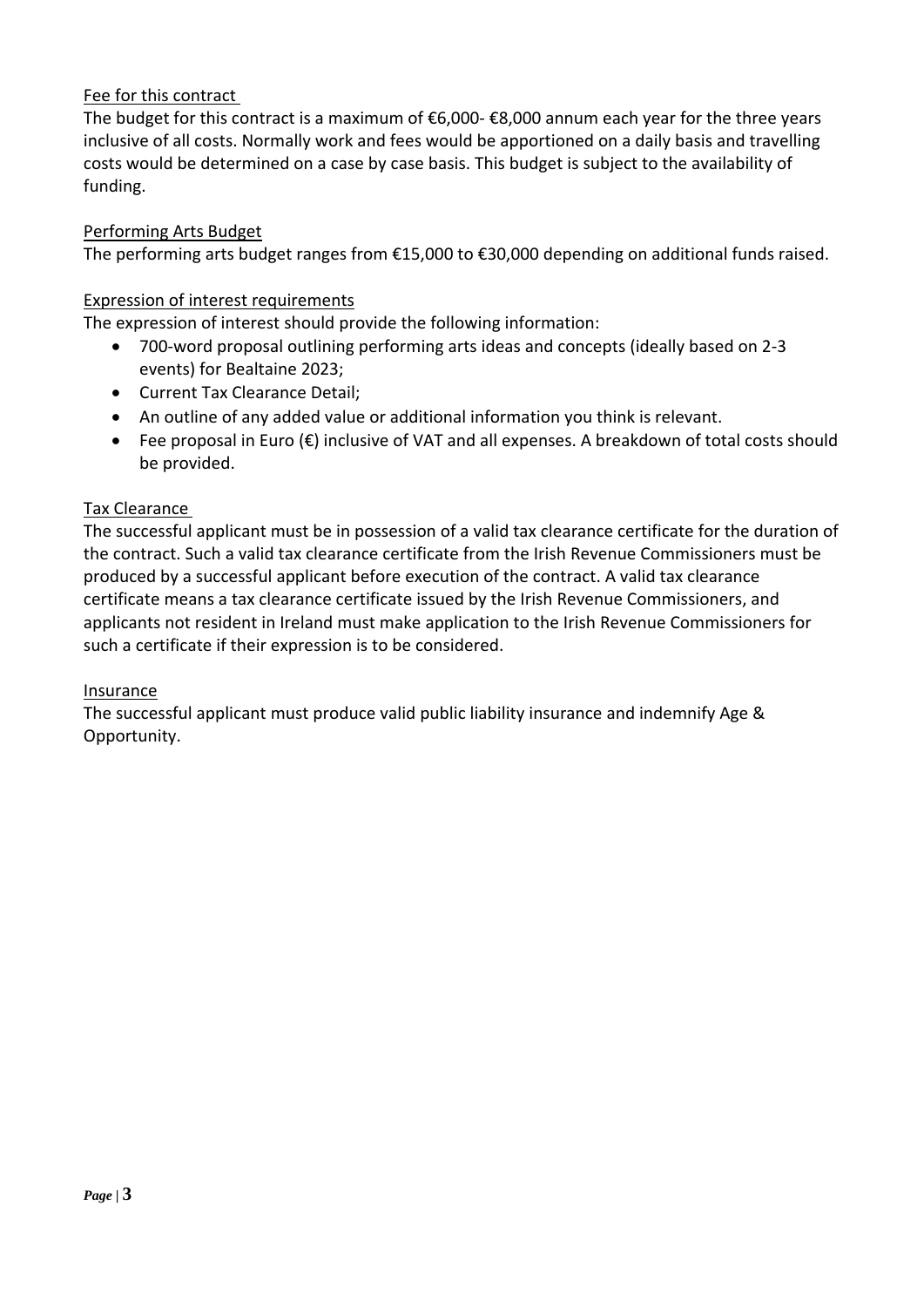Fee for this contract

The budget for this contract is a maximum of €6,000- €8,000 annum each year for the three years inclusive of all costs. Normally work and fees would be apportioned on a daily basis and travelling costs would be determined on a case by case basis. This budget is subject to the availability of funding.

Performing Arts Budget

The performing arts budget ranges from €15,000 to €30,000 depending on additional funds raised.

Expression of interest requirements

The expression of interest should provide the following information:

- 700-word proposal outlining performing arts ideas and concepts (ideally based on 2-3 events) for Bealtaine 2023;
- Current Tax Clearance Detail;
- An outline of any added value or additional information you think is relevant.
- Fee proposal in Euro (€) inclusive of VAT and all expenses. A breakdown of total costs should be provided.

Tax Clearance

The successful applicant must be in possession of a valid tax clearance certificate for the duration of the contract. Such a valid tax clearance certificate from the Irish Revenue Commissioners must be produced by a successful applicant before execution of the contract. A valid tax clearance certificate means a tax clearance certificate issued by the Irish Revenue Commissioners, and applicants not resident in Ireland must make application to the Irish Revenue Commissioners for such a certificate if their expression is to be considered.

Insurance

The successful applicant must produce valid public liability insurance and indemnify Age & Opportunity.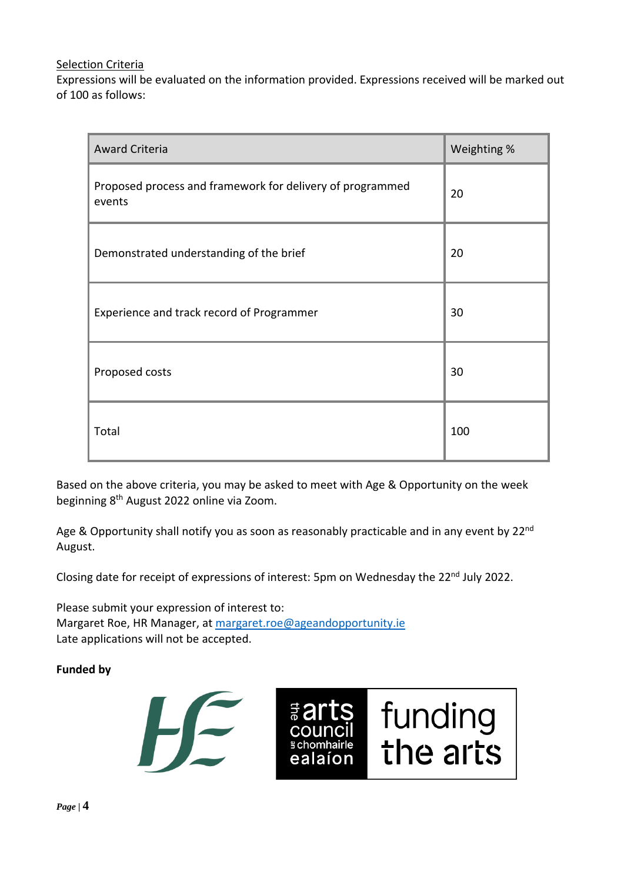<u>Selection Criteria</u>

Expressions will be evaluated on the information provided. Expressions received will be marked out of 100 as follows:

| Award Criteria | Weighting % |
|---|---|
| Proposed process and framework for delivery of programmed events | 20 |
| Demonstrated understanding of the brief | 20 |
| Experience and track record of Programmer | 30 |
| Proposed costs | 30 |
| Total | 100 |

Based on the above criteria, you may be asked to meet with Age & Opportunity on the week beginning 8th August 2022 online via Zoom.

Age & Opportunity shall notify you as soon as reasonably practicable and in any event by 22nd August.

Closing date for receipt of expressions of interest: 5pm on Wednesday the 22nd July 2022.

Please submit your expression of interest to:
Margaret Roe, HR Manager, at margaret.roe@ageandopportunity.ie
Late applications will not be accepted.

**Funded by**

the arts council
an chomhairle ealaíon

funding the arts